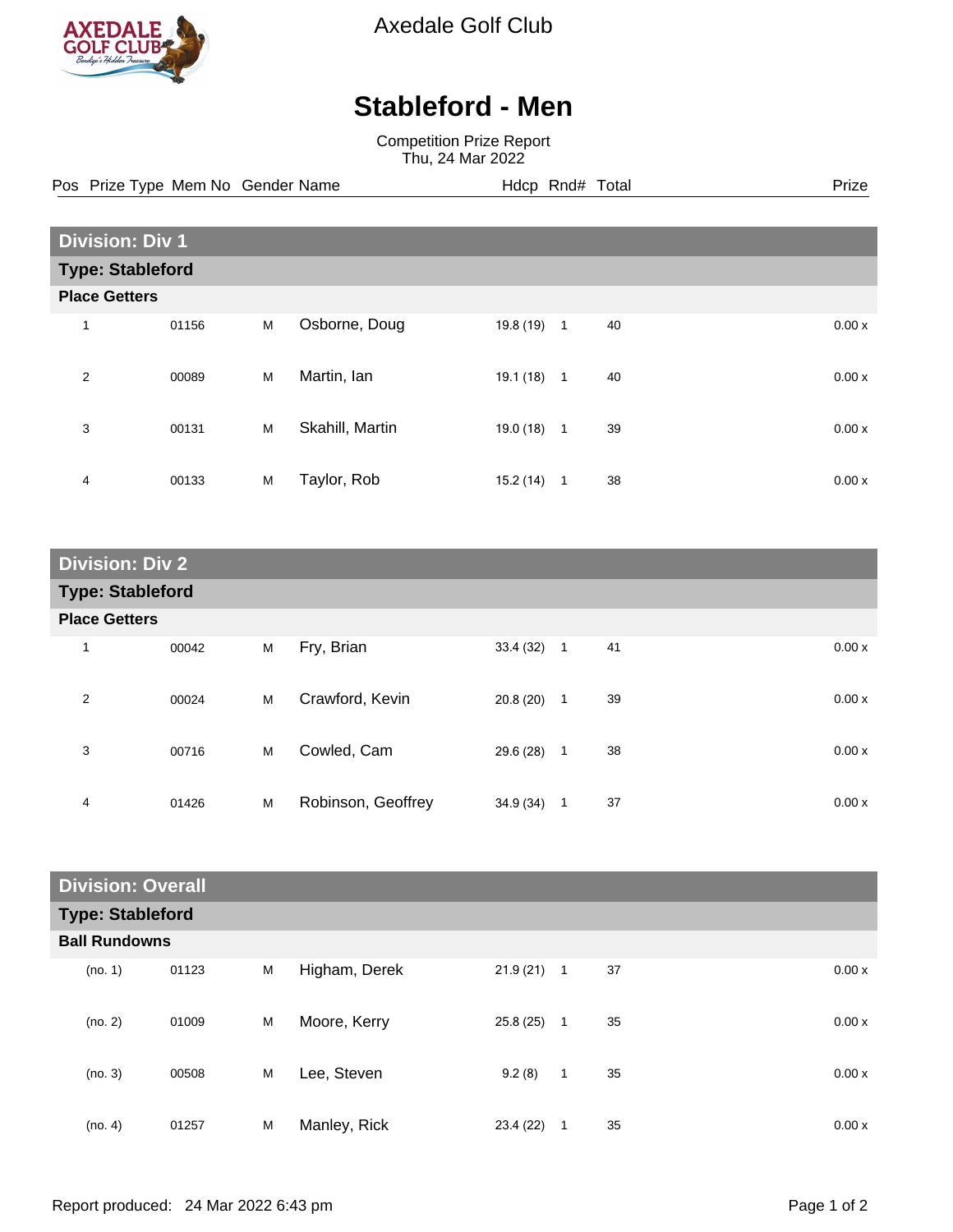Axedale Golf Club

# Stableford - Men

Competition Prize Report
Thu, 24 Mar 2022

| Pos | Prize Type | Mem No | Gender | Name | Hdcp | Rnd# | Total | Prize |
|---|---|---|---|---|---|---|---|---|

## Division: Div 1

### Type: Stableford

**Place Getters**

| Pos | Prize Type | Mem No | Gender | Name | Hdcp | Rnd# | Total | Prize |
|---|---|---|---|---|---|---|---|---|
| 1 | | 01156 | M | Osborne, Doug | 19.8 (19) | 1 | 40 | 0.00 x |
| 2 | | 00089 | M | Martin, Ian | 19.1 (18) | 1 | 40 | 0.00 x |
| 3 | | 00131 | M | Skahill, Martin | 19.0 (18) | 1 | 39 | 0.00 x |
| 4 | | 00133 | M | Taylor, Rob | 15.2 (14) | 1 | 38 | 0.00 x |

## Division: Div 2

### Type: Stableford

**Place Getters**

| Pos | Prize Type | Mem No | Gender | Name | Hdcp | Rnd# | Total | Prize |
|---|---|---|---|---|---|---|---|---|
| 1 | | 00042 | M | Fry, Brian | 33.4 (32) | 1 | 41 | 0.00 x |
| 2 | | 00024 | M | Crawford, Kevin | 20.8 (20) | 1 | 39 | 0.00 x |
| 3 | | 00716 | M | Cowled, Cam | 29.6 (28) | 1 | 38 | 0.00 x |
| 4 | | 01426 | M | Robinson, Geoffrey | 34.9 (34) | 1 | 37 | 0.00 x |

## Division: Overall

### Type: Stableford

**Ball Rundowns**

| Pos | Prize Type | Mem No | Gender | Name | Hdcp | Rnd# | Total | Prize |
|---|---|---|---|---|---|---|---|---|
| (no. 1) | | 01123 | M | Higham, Derek | 21.9 (21) | 1 | 37 | 0.00 x |
| (no. 2) | | 01009 | M | Moore, Kerry | 25.8 (25) | 1 | 35 | 0.00 x |
| (no. 3) | | 00508 | M | Lee, Steven | 9.2 (8) | 1 | 35 | 0.00 x |
| (no. 4) | | 01257 | M | Manley, Rick | 23.4 (22) | 1 | 35 | 0.00 x |

Report produced: 24 Mar 2022 6:43 pm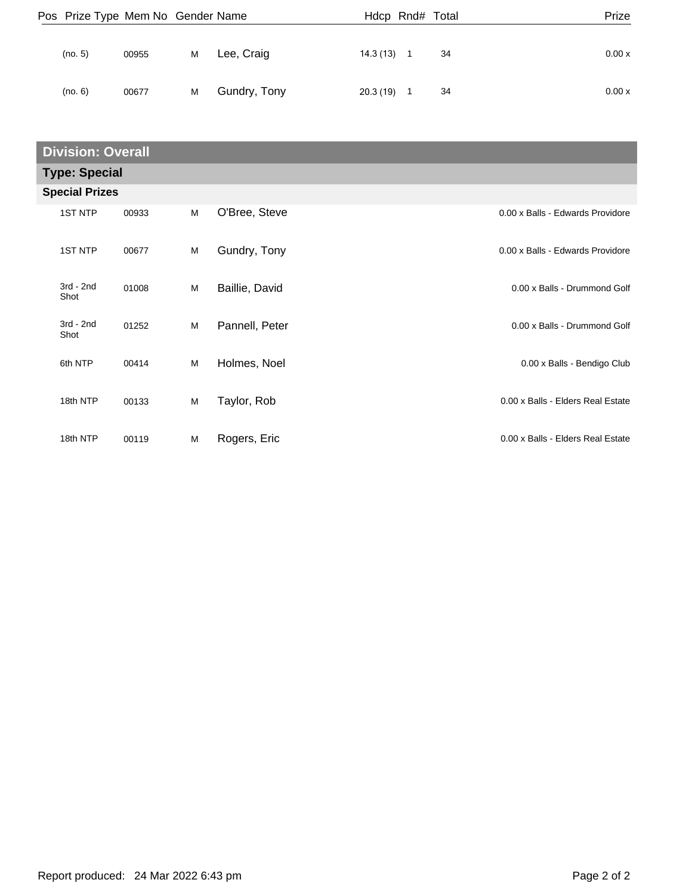| Pos | Prize Type | Mem No | Gender | Name | Hdcp | Rnd# | Total | Prize |
| --- | --- | --- | --- | --- | --- | --- | --- | --- |
| | (no. 5) | 00955 | M | Lee, Craig | 14.3 (13) | 1 | 34 | 0.00 x |
| | (no. 6) | 00677 | M | Gundry, Tony | 20.3 (19) | 1 | 34 | 0.00 x |

## Division: Overall

### Type: Special

#### Special Prizes

| | | | | |
| --- | --- | --- | --- | --- |
| 1ST NTP | 00933 | M | O'Bree, Steve | 0.00 x Balls - Edwards Providore |
| 1ST NTP | 00677 | M | Gundry, Tony | 0.00 x Balls - Edwards Providore |
| 3rd - 2nd Shot | 01008 | M | Baillie, David | 0.00 x Balls - Drummond Golf |
| 3rd - 2nd Shot | 01252 | M | Pannell, Peter | 0.00 x Balls - Drummond Golf |
| 6th NTP | 00414 | M | Holmes, Noel | 0.00 x Balls - Bendigo Club |
| 18th NTP | 00133 | M | Taylor, Rob | 0.00 x Balls - Elders Real Estate |
| 18th NTP | 00119 | M | Rogers, Eric | 0.00 x Balls - Elders Real Estate |

Report produced: 24 Mar 2022 6:43 pm